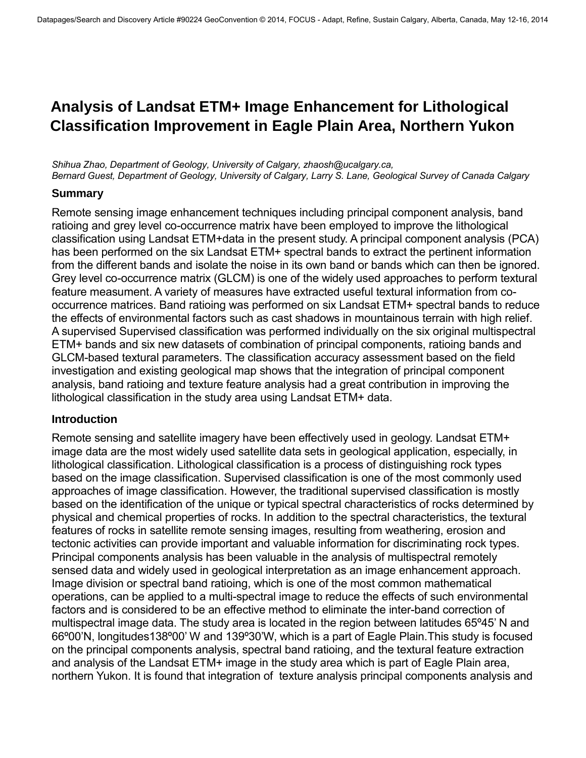# Analysis of Landsat ETM+ Image Enhancement for Lithological Classification Improvement in Eagle Plain Area, Northern Yukon

*Shihua Zhao, Department of Geology, University of Calgary, zhaosh@ucalgary.ca,*
*Bernard Guest, Department of Geology, University of Calgary, Larry S. Lane, Geological Survey of Canada Calgary*

## Summary

Remote sensing image enhancement techniques including principal component analysis, band ratioing and grey level co-occurrence matrix have been employed to improve the lithological classification using Landsat ETM+data in the present study. A principal component analysis (PCA) has been performed on the six Landsat ETM+ spectral bands to extract the pertinent information from the different bands and isolate the noise in its own band or bands which can then be ignored. Grey level co-occurrence matrix (GLCM) is one of the widely used approaches to perform textural feature measument. A variety of measures have extracted useful textural information from co-occurrence matrices. Band ratioing was performed on six Landsat ETM+ spectral bands to reduce the effects of environmental factors such as cast shadows in mountainous terrain with high relief. A supervised Supervised classification was performed individually on the six original multispectral ETM+ bands and six new datasets of combination of principal components, ratioing bands and GLCM-based textural parameters. The classification accuracy assessment based on the field investigation and existing geological map shows that the integration of principal component analysis, band ratioing and texture feature analysis had a great contribution in improving the lithological classification in the study area using Landsat ETM+ data.

## Introduction

Remote sensing and satellite imagery have been effectively used in geology. Landsat ETM+ image data are the most widely used satellite data sets in geological application, especially, in lithological classification. Lithological classification is a process of distinguishing rock types based on the image classification. Supervised classification is one of the most commonly used approaches of image classification. However, the traditional supervised classification is mostly based on the identification of the unique or typical spectral characteristics of rocks determined by physical and chemical properties of rocks. In addition to the spectral characteristics, the textural features of rocks in satellite remote sensing images, resulting from weathering, erosion and tectonic activities can provide important and valuable information for discriminating rock types. Principal components analysis has been valuable in the analysis of multispectral remotely sensed data and widely used in geological interpretation as an image enhancement approach. Image division or spectral band ratioing, which is one of the most common mathematical operations, can be applied to a multi-spectral image to reduce the effects of such environmental factors and is considered to be an effective method to eliminate the inter-band correction of multispectral image data. The study area is located in the region between latitudes 65º45' N and 66º00'N, longitudes138º00' W and 139º30'W, which is a part of Eagle Plain.This study is focused on the principal components analysis, spectral band ratioing, and the textural feature extraction and analysis of the Landsat ETM+ image in the study area which is part of Eagle Plain area, northern Yukon. It is found that integration of texture analysis principal components analysis and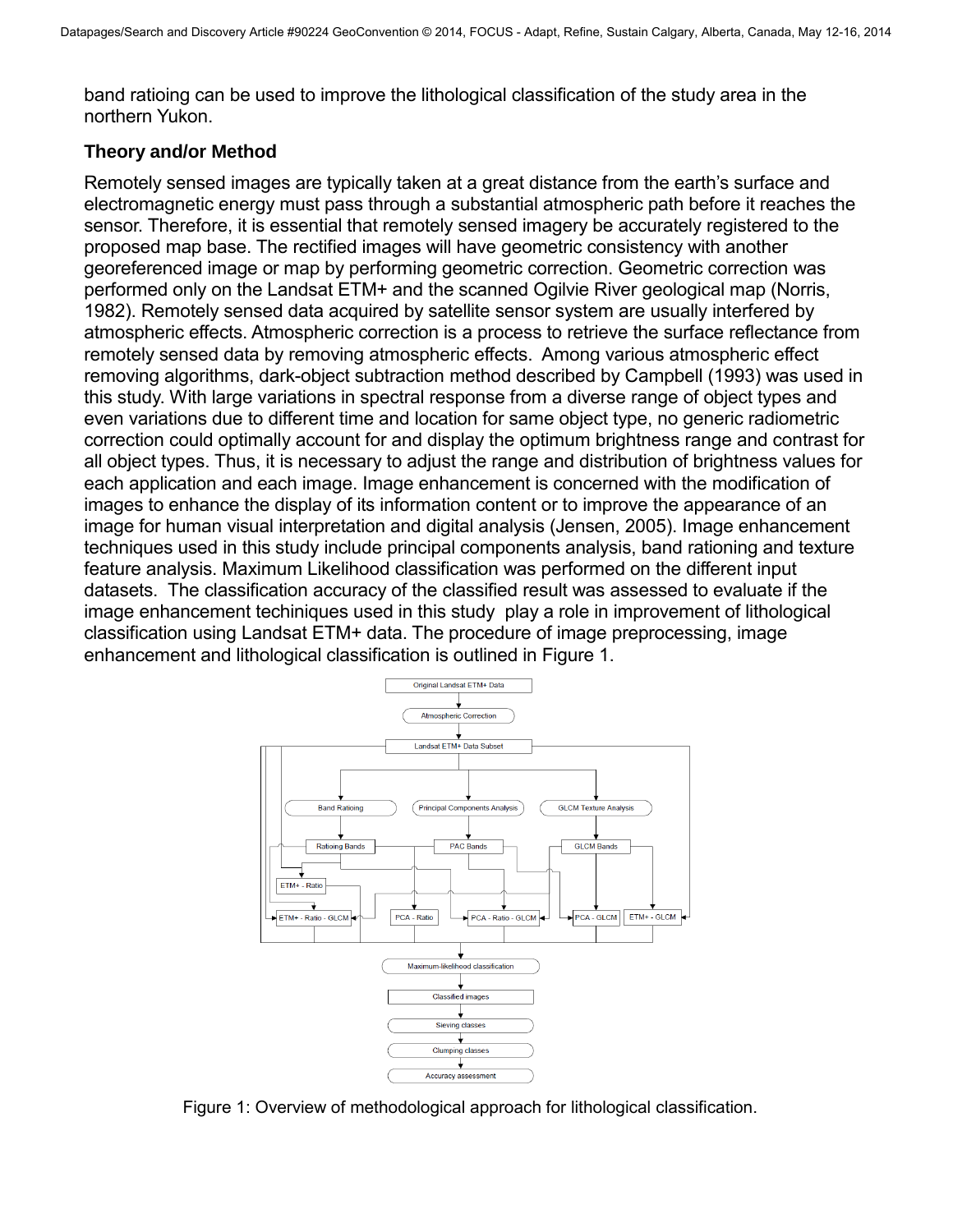band ratioing can be used to improve the lithological classification of the study area in the northern Yukon.

## Theory and/or Method

Remotely sensed images are typically taken at a great distance from the earth's surface and electromagnetic energy must pass through a substantial atmospheric path before it reaches the sensor. Therefore, it is essential that remotely sensed imagery be accurately registered to the proposed map base. The rectified images will have geometric consistency with another georeferenced image or map by performing geometric correction. Geometric correction was performed only on the Landsat ETM+ and the scanned Ogilvie River geological map (Norris, 1982). Remotely sensed data acquired by satellite sensor system are usually interfered by atmospheric effects. Atmospheric correction is a process to retrieve the surface reflectance from remotely sensed data by removing atmospheric effects. Among various atmospheric effect removing algorithms, dark-object subtraction method described by Campbell (1993) was used in this study. With large variations in spectral response from a diverse range of object types and even variations due to different time and location for same object type, no generic radiometric correction could optimally account for and display the optimum brightness range and contrast for all object types. Thus, it is necessary to adjust the range and distribution of brightness values for each application and each image. Image enhancement is concerned with the modification of images to enhance the display of its information content or to improve the appearance of an image for human visual interpretation and digital analysis (Jensen, 2005). Image enhancement techniques used in this study include principal components analysis, band rationing and texture feature analysis. Maximum Likelihood classification was performed on the different input datasets. The classification accuracy of the classified result was assessed to evaluate if the image enhancement techiniques used in this study play a role in improvement of lithological classification using Landsat ETM+ data. The procedure of image preprocessing, image enhancement and lithological classification is outlined in Figure 1.

Figure 1: Overview of methodological approach for lithological classification.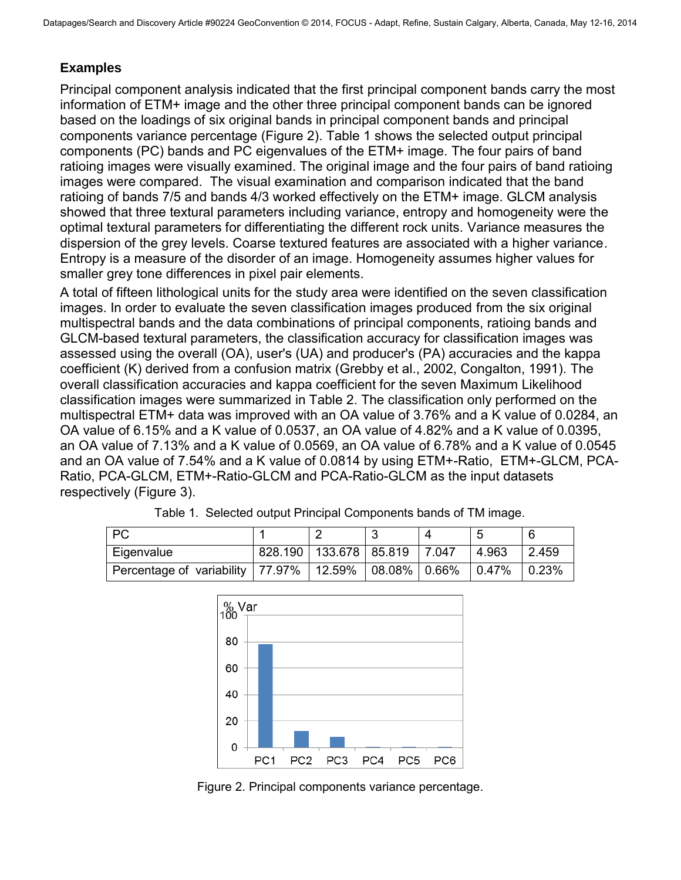## Examples

Principal component analysis indicated that the first principal component bands carry the most information of ETM+ image and the other three principal component bands can be ignored based on the loadings of six original bands in principal component bands and principal components variance percentage (Figure 2). Table 1 shows the selected output principal components (PC) bands and PC eigenvalues of the ETM+ image. The four pairs of band ratioing images were visually examined. The original image and the four pairs of band ratioing images were compared. The visual examination and comparison indicated that the band ratioing of bands 7/5 and bands 4/3 worked effectively on the ETM+ image. GLCM analysis showed that three textural parameters including variance, entropy and homogeneity were the optimal textural parameters for differentiating the different rock units. Variance measures the dispersion of the grey levels. Coarse textured features are associated with a higher variance. Entropy is a measure of the disorder of an image. Homogeneity assumes higher values for smaller grey tone differences in pixel pair elements.

A total of fifteen lithological units for the study area were identified on the seven classification images. In order to evaluate the seven classification images produced from the six original multispectral bands and the data combinations of principal components, ratioing bands and GLCM-based textural parameters, the classification accuracy for classification images was assessed using the overall (OA), user's (UA) and producer's (PA) accuracies and the kappa coefficient (K) derived from a confusion matrix (Grebby et al., 2002, Congalton, 1991). The overall classification accuracies and kappa coefficient for the seven Maximum Likelihood classification images were summarized in Table 2. The classification only performed on the multispectral ETM+ data was improved with an OA value of 3.76% and a K value of 0.0284, an OA value of 6.15% and a K value of 0.0537, an OA value of 4.82% and a K value of 0.0395, an OA value of 7.13% and a K value of 0.0569, an OA value of 6.78% and a K value of 0.0545 and an OA value of 7.54% and a K value of 0.0814 by using ETM+-Ratio, ETM+-GLCM, PCA-Ratio, PCA-GLCM, ETM+-Ratio-GLCM and PCA-Ratio-GLCM as the input datasets respectively (Figure 3).

Table 1. Selected output Principal Components bands of TM image.

| PC | 1 | 2 | 3 | 4 | 5 | 6 |
|---|---|---|---|---|---|---|
| Eigenvalue | 828.190 | 133.678 | 85.819 | 7.047 | 4.963 | 2.459 |
| Percentage of variability | 77.97% | 12.59% | 08.08% | 0.66% | 0.47% | 0.23% |

Figure 2. Principal components variance percentage.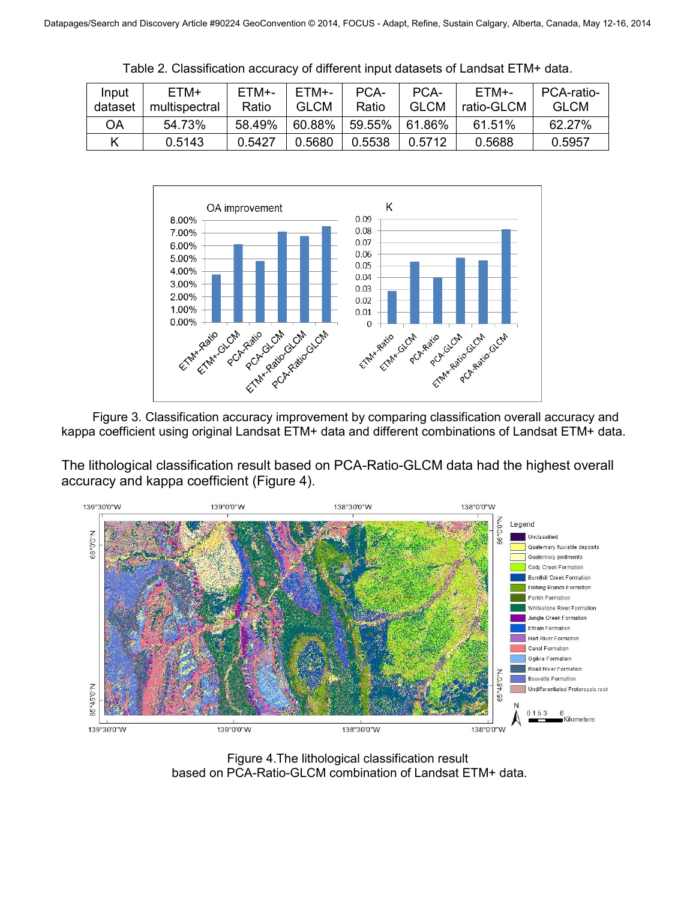Table 2. Classification accuracy of different input datasets of Landsat ETM+ data.

| Input dataset | ETM+ multispectral | ETM+-Ratio | ETM+-GLCM | PCA-Ratio | PCA-GLCM | ETM+-ratio-GLCM | PCA-ratio-GLCM |
|---|---|---|---|---|---|---|---|
| OA | 54.73% | 58.49% | 60.88% | 59.55% | 61.86% | 61.51% | 62.27% |
| K | 0.5143 | 0.5427 | 0.5680 | 0.5538 | 0.5712 | 0.5688 | 0.5957 |

Figure 3. Classification accuracy improvement by comparing classification overall accuracy and kappa coefficient using original Landsat ETM+ data and different combinations of Landsat ETM+ data.

The lithological classification result based on PCA-Ratio-GLCM data had the highest overall accuracy and kappa coefficient (Figure 4).

Figure 4.The lithological classification result based on PCA-Ratio-GLCM combination of Landsat ETM+ data.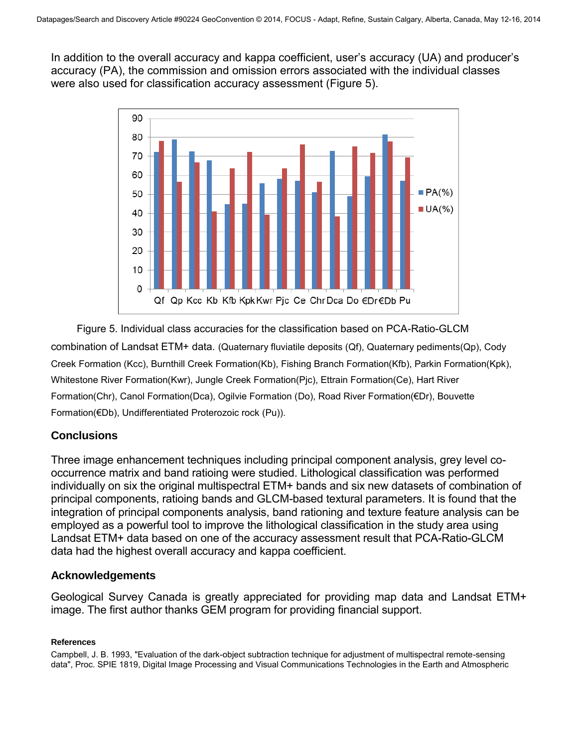In addition to the overall accuracy and kappa coefficient, user's accuracy (UA) and producer's accuracy (PA), the commission and omission errors associated with the individual classes were also used for classification accuracy assessment (Figure 5).

Figure 5. Individual class accuracies for the classification based on PCA-Ratio-GLCM combination of Landsat ETM+ data. (Quaternary fluviatile deposits (Qf), Quaternary pediments(Qp), Cody Creek Formation (Kcc), Burnthill Creek Formation(Kb), Fishing Branch Formation(Kfb), Parkin Formation(Kpk), Whitestone River Formation(Kwr), Jungle Creek Formation(Pjc), Ettrain Formation(Ce), Hart River Formation(Chr), Canol Formation(Dca), Ogilvie Formation (Do), Road River Formation(€Dr), Bouvette Formation(€Db), Undifferentiated Proterozoic rock (Pu)).

## Conclusions

Three image enhancement techniques including principal component analysis, grey level co-occurrence matrix and band ratioing were studied. Lithological classification was performed individually on six the original multispectral ETM+ bands and six new datasets of combination of principal components, ratioing bands and GLCM-based textural parameters. It is found that the integration of principal components analysis, band rationing and texture feature analysis can be employed as a powerful tool to improve the lithological classification in the study area using Landsat ETM+ data based on one of the accuracy assessment result that PCA-Ratio-GLCM data had the highest overall accuracy and kappa coefficient.

## Acknowledgements

Geological Survey Canada is greatly appreciated for providing map data and Landsat ETM+ image. The first author thanks GEM program for providing financial support.

### References

Campbell, J. B. 1993, "Evaluation of the dark-object subtraction technique for adjustment of multispectral remote-sensing data", Proc. SPIE 1819, Digital Image Processing and Visual Communications Technologies in the Earth and Atmospheric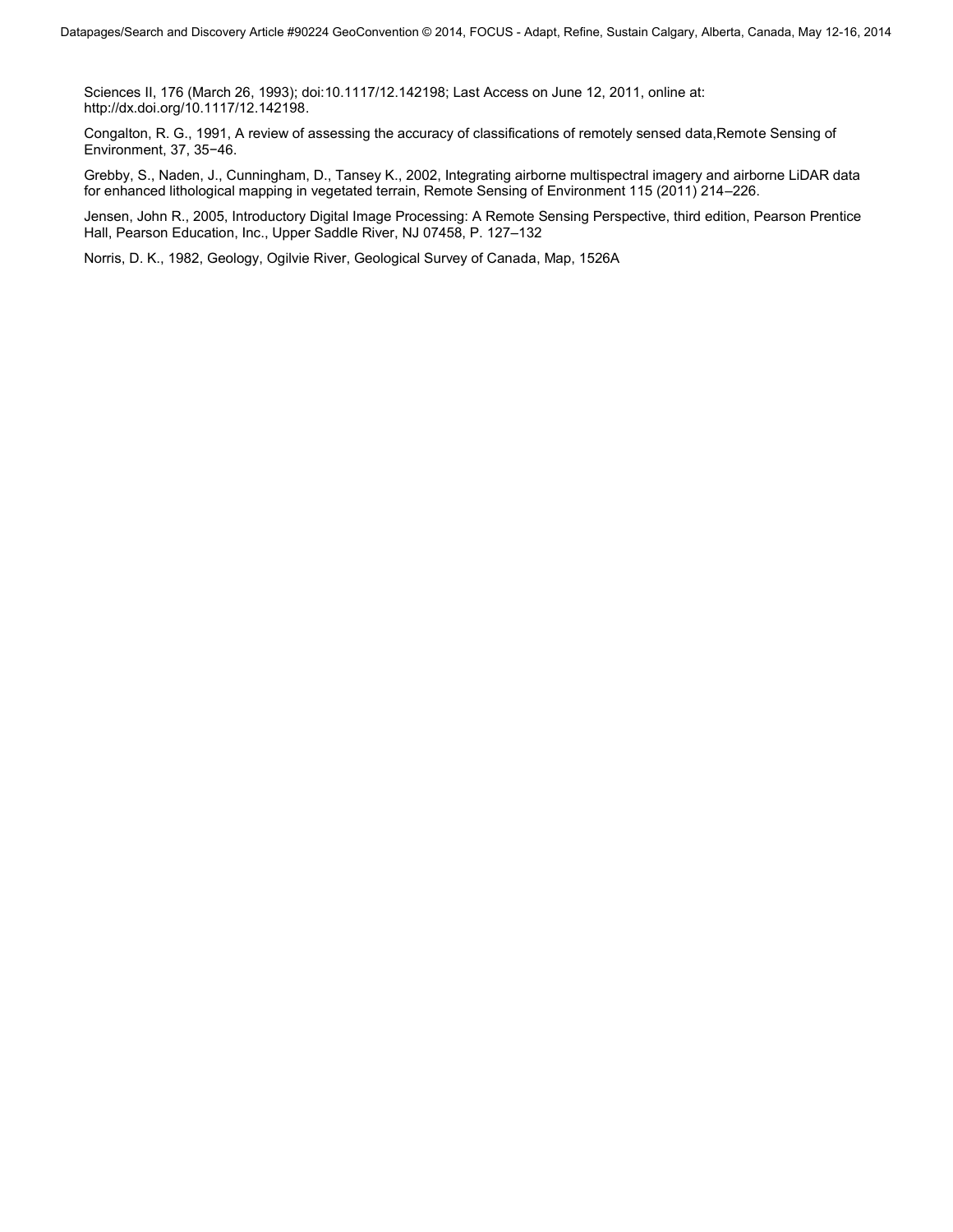Sciences II, 176 (March 26, 1993); doi:10.1117/12.142198; Last Access on June 12, 2011, online at: http://dx.doi.org/10.1117/12.142198.

Congalton, R. G., 1991, A review of assessing the accuracy of classifications of remotely sensed data,Remote Sensing of Environment, 37, 35−46.

Grebby, S., Naden, J., Cunningham, D., Tansey K., 2002, Integrating airborne multispectral imagery and airborne LiDAR data for enhanced lithological mapping in vegetated terrain, Remote Sensing of Environment 115 (2011) 214–226.

Jensen, John R., 2005, Introductory Digital Image Processing: A Remote Sensing Perspective, third edition, Pearson Prentice Hall, Pearson Education, Inc., Upper Saddle River, NJ 07458, P. 127–132

Norris, D. K., 1982, Geology, Ogilvie River, Geological Survey of Canada, Map, 1526A